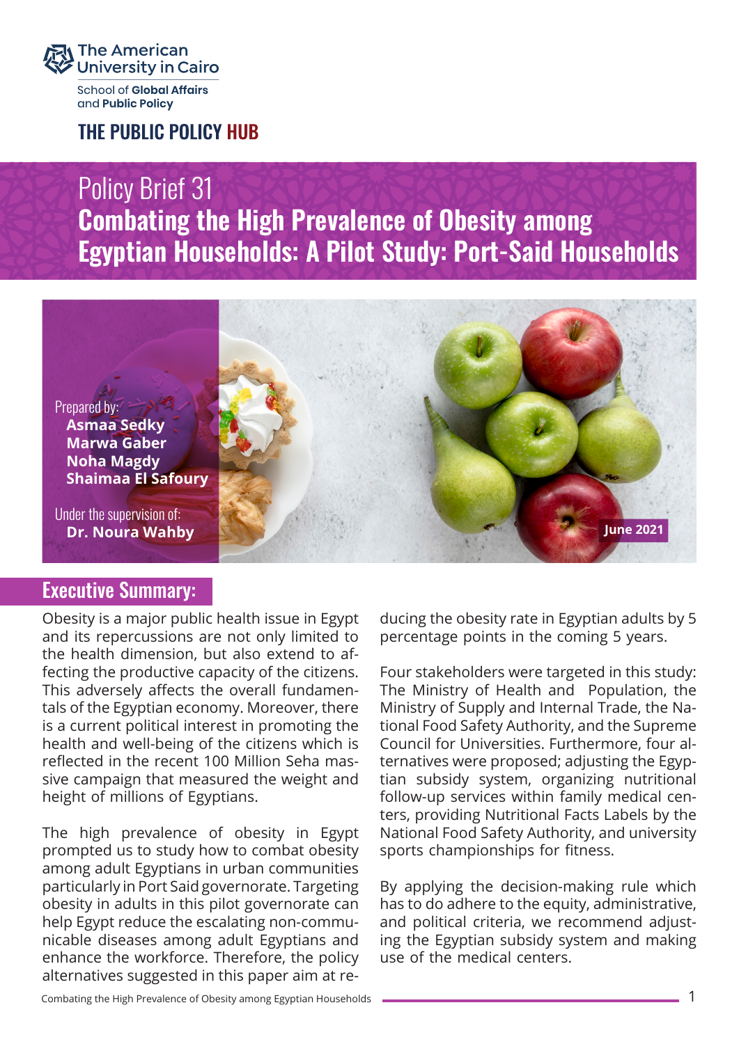The American University in Cairo

School of Global Affairs and Public Policy

THE PUBLIC POLICY HUB

# Policy Brief 31
# Combating the High Prevalence of Obesity among Egyptian Households: A Pilot Study: Port-Said Households

Prepared by:
**Asmaa Sedky**
**Marwa Gaber**
**Noha Magdy**
**Shaimaa El Safoury**

Under the supervision of:
**Dr. Noura Wahby**

**June 2021**

## Executive Summary:

Obesity is a major public health issue in Egypt and its repercussions are not only limited to the health dimension, but also extend to affecting the productive capacity of the citizens. This adversely affects the overall fundamentals of the Egyptian economy. Moreover, there is a current political interest in promoting the health and well-being of the citizens which is reflected in the recent 100 Million Seha massive campaign that measured the weight and height of millions of Egyptians.

The high prevalence of obesity in Egypt prompted us to study how to combat obesity among adult Egyptians in urban communities particularly in Port Said governorate. Targeting obesity in adults in this pilot governorate can help Egypt reduce the escalating non-communicable diseases among adult Egyptians and enhance the workforce. Therefore, the policy alternatives suggested in this paper aim at reducing the obesity rate in Egyptian adults by 5 percentage points in the coming 5 years.

Four stakeholders were targeted in this study: The Ministry of Health and Population, the Ministry of Supply and Internal Trade, the National Food Safety Authority, and the Supreme Council for Universities. Furthermore, four alternatives were proposed; adjusting the Egyptian subsidy system, organizing nutritional follow-up services within family medical centers, providing Nutritional Facts Labels by the National Food Safety Authority, and university sports championships for fitness.

By applying the decision-making rule which has to do adhere to the equity, administrative, and political criteria, we recommend adjusting the Egyptian subsidy system and making use of the medical centers.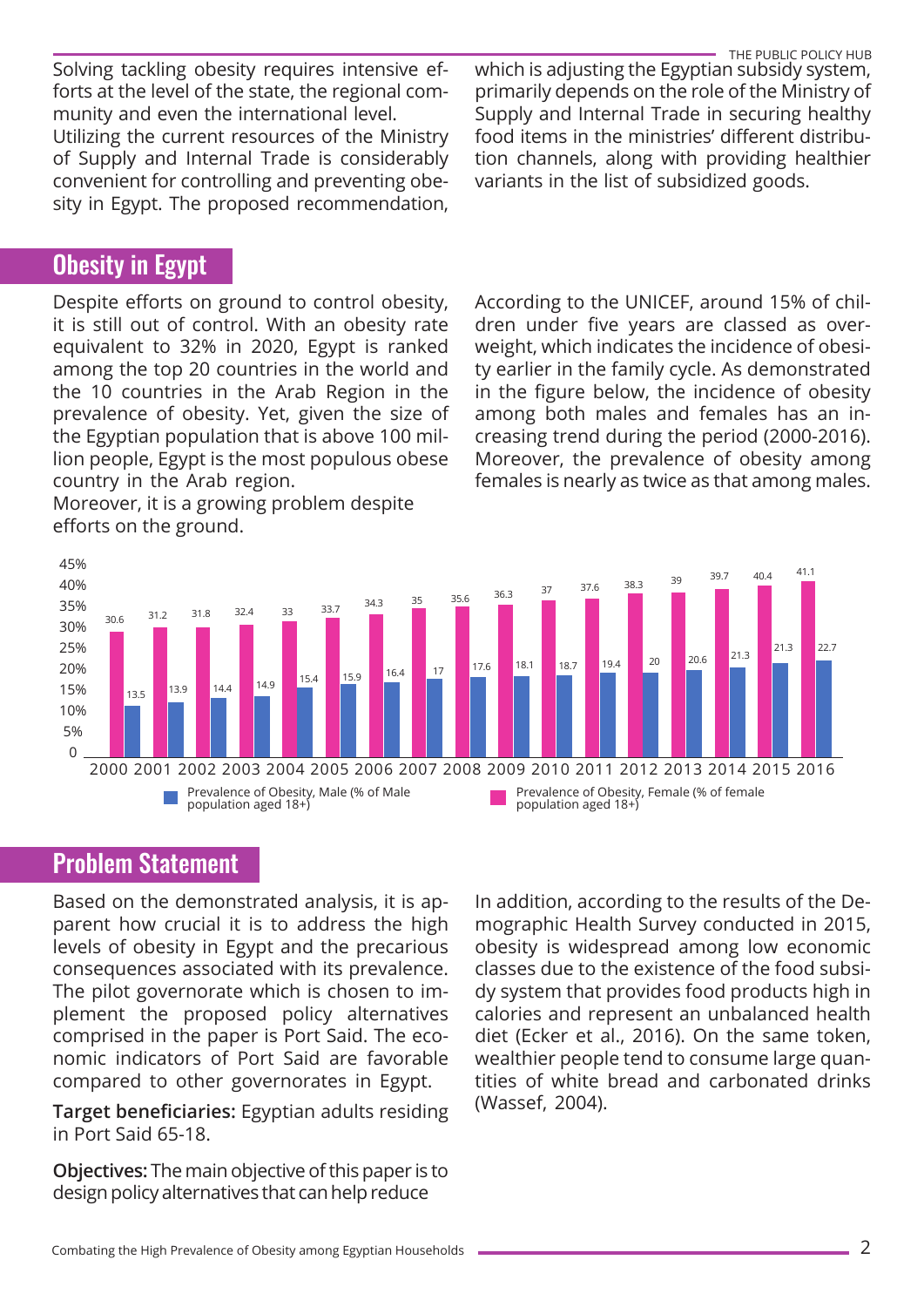Solving tackling obesity requires intensive efforts at the level of the state, the regional community and even the international level. Utilizing the current resources of the Ministry of Supply and Internal Trade is considerably convenient for controlling and preventing obesity in Egypt. The proposed recommendation, which is adjusting the Egyptian subsidy system, primarily depends on the role of the Ministry of Supply and Internal Trade in securing healthy food items in the ministries' different distribution channels, along with providing healthier variants in the list of subsidized goods.

## Obesity in Egypt

Despite efforts on ground to control obesity, it is still out of control. With an obesity rate equivalent to 32% in 2020, Egypt is ranked among the top 20 countries in the world and the 10 countries in the Arab Region in the prevalence of obesity. Yet, given the size of the Egyptian population that is above 100 million people, Egypt is the most populous obese country in the Arab region.

Moreover, it is a growing problem despite efforts on the ground.

According to the UNICEF, around 15% of children under five years are classed as overweight, which indicates the incidence of obesity earlier in the family cycle. As demonstrated in the figure below, the incidence of obesity among both males and females has an increasing trend during the period (2000-2016). Moreover, the prevalence of obesity among females is nearly as twice as that among males.

| Year | Prevalence of Obesity, Male (% of Male population aged 18+) | Prevalence of Obesity, Female (% of female population aged 18+) |
|---|---|---|
| 2000 | 13.5 | 30.6 |
| 2001 | 13.9 | 31.2 |
| 2002 | 14.4 | 31.8 |
| 2003 | 14.9 | 32.4 |
| 2004 | 15.4 | 33 |
| 2005 | 15.9 | 33.7 |
| 2006 | 16.4 | 34.3 |
| 2007 | 17 | 35 |
| 2008 | 17.6 | 35.6 |
| 2009 | 18.1 | 36.3 |
| 2010 | 18.7 | 37 |
| 2011 | 19.4 | 37.6 |
| 2012 | 20 | 38.3 |
| 2013 | 20.6 | 39 |
| 2014 | 21.3 | 39.7 |
| 2015 | 21.3 | 40.4 |
| 2016 | 22.7 | 41.1 |

## Problem Statement

Based on the demonstrated analysis, it is apparent how crucial it is to address the high levels of obesity in Egypt and the precarious consequences associated with its prevalence. The pilot governorate which is chosen to implement the proposed policy alternatives comprised in the paper is Port Said. The economic indicators of Port Said are favorable compared to other governorates in Egypt.

**Target beneficiaries:** Egyptian adults residing in Port Said 65-18.

**Objectives:** The main objective of this paper is to design policy alternatives that can help reduce

In addition, according to the results of the Demographic Health Survey conducted in 2015, obesity is widespread among low economic classes due to the existence of the food subsidy system that provides food products high in calories and represent an unbalanced health diet (Ecker et al., 2016). On the same token, wealthier people tend to consume large quantities of white bread and carbonated drinks (Wassef, 2004).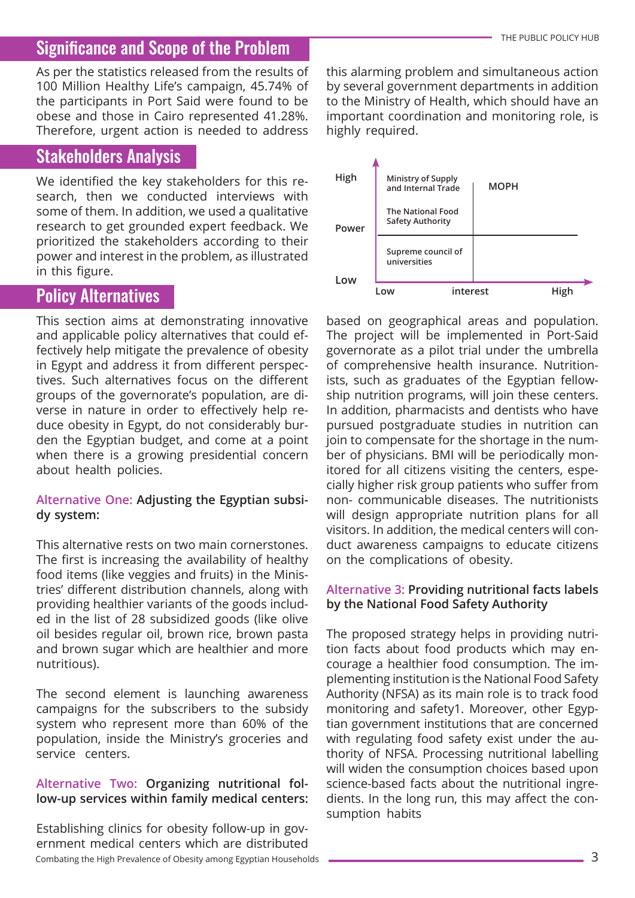## Significance and Scope of the Problem

As per the statistics released from the results of 100 Million Healthy Life's campaign, 45.74% of the participants in Port Said were found to be obese and those in Cairo represented 41.28%. Therefore, urgent action is needed to address this alarming problem and simultaneous action by several government departments in addition to the Ministry of Health, which should have an important coordination and monitoring role, is highly required.

## Stakeholders Analysis

We identified the key stakeholders for this research, then we conducted interviews with some of them. In addition, we used a qualitative research to get grounded expert feedback. We prioritized the stakeholders according to their power and interest in the problem, as illustrated in this figure.

| Power \ Interest | Low | High |
|---|---|---|
| High | Ministry of Supply and Internal Trade; The National Food Safety Authority | MOPH |
| Low | Supreme council of universities | |

## Policy Alternatives

This section aims at demonstrating innovative and applicable policy alternatives that could effectively help mitigate the prevalence of obesity in Egypt and address it from different perspectives. Such alternatives focus on the different groups of the governorate's population, are diverse in nature in order to effectively help reduce obesity in Egypt, do not considerably burden the Egyptian budget, and come at a point when there is a growing presidential concern about health policies.

### Alternative One: Adjusting the Egyptian subsidy system:

This alternative rests on two main cornerstones. The first is increasing the availability of healthy food items (like veggies and fruits) in the Ministries' different distribution channels, along with providing healthier variants of the goods included in the list of 28 subsidized goods (like olive oil besides regular oil, brown rice, brown pasta and brown sugar which are healthier and more nutritious).

The second element is launching awareness campaigns for the subscribers to the subsidy system who represent more than 60% of the population, inside the Ministry's groceries and service centers.

### Alternative Two: Organizing nutritional follow-up services within family medical centers:

Establishing clinics for obesity follow-up in government medical centers which are distributed based on geographical areas and population. The project will be implemented in Port-Said governorate as a pilot trial under the umbrella of comprehensive health insurance. Nutritionists, such as graduates of the Egyptian fellowship nutrition programs, will join these centers. In addition, pharmacists and dentists who have pursued postgraduate studies in nutrition can join to compensate for the shortage in the number of physicians. BMI will be periodically monitored for all citizens visiting the centers, especially higher risk group patients who suffer from non- communicable diseases. The nutritionists will design appropriate nutrition plans for all visitors. In addition, the medical centers will conduct awareness campaigns to educate citizens on the complications of obesity.

### Alternative 3: Providing nutritional facts labels by the National Food Safety Authority

The proposed strategy helps in providing nutrition facts about food products which may encourage a healthier food consumption. The implementing institution is the National Food Safety Authority (NFSA) as its main role is to track food monitoring and safety1. Moreover, other Egyptian government institutions that are concerned with regulating food safety exist under the authority of NFSA. Processing nutritional labelling will widen the consumption choices based upon science-based facts about the nutritional ingredients. In the long run, this may affect the consumption habits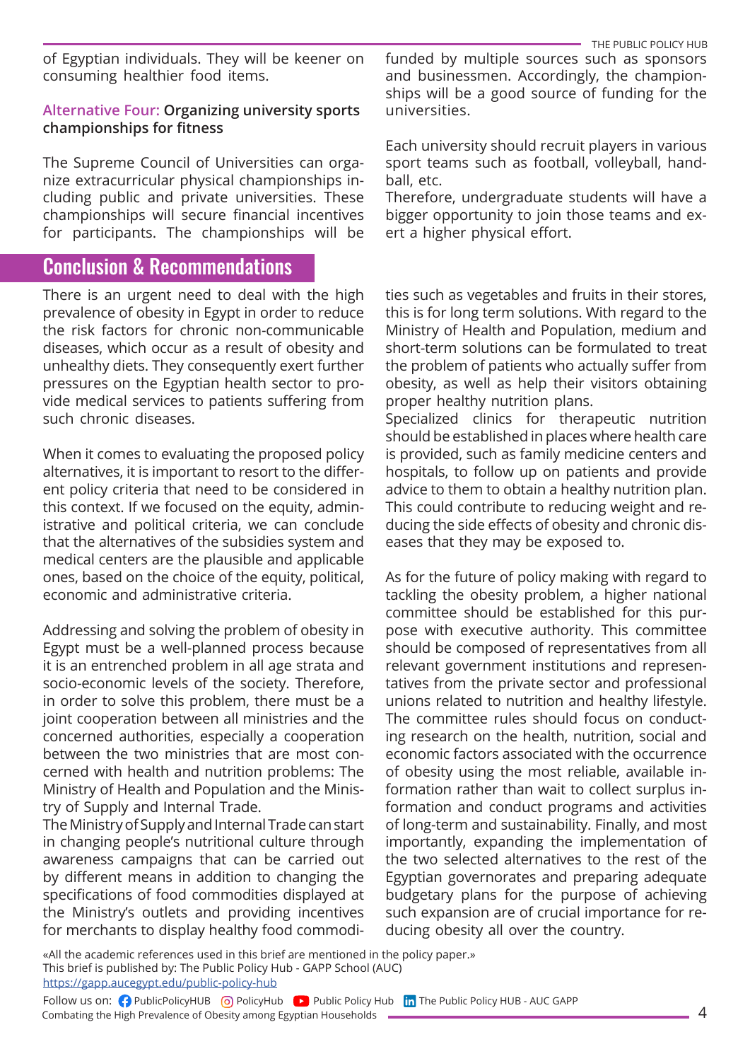of Egyptian individuals. They will be keener on consuming healthier food items.

**Alternative Four: Organizing university sports championships for fitness**

The Supreme Council of Universities can organize extracurricular physical championships including public and private universities. These championships will secure financial incentives for participants. The championships will be funded by multiple sources such as sponsors and businessmen. Accordingly, the championships will be a good source of funding for the universities.

Each university should recruit players in various sport teams such as football, volleyball, handball, etc.
Therefore, undergraduate students will have a bigger opportunity to join those teams and exert a higher physical effort.

## Conclusion & Recommendations

There is an urgent need to deal with the high prevalence of obesity in Egypt in order to reduce the risk factors for chronic non-communicable diseases, which occur as a result of obesity and unhealthy diets. They consequently exert further pressures on the Egyptian health sector to provide medical services to patients suffering from such chronic diseases.

When it comes to evaluating the proposed policy alternatives, it is important to resort to the different policy criteria that need to be considered in this context. If we focused on the equity, administrative and political criteria, we can conclude that the alternatives of the subsidies system and medical centers are the plausible and applicable ones, based on the choice of the equity, political, economic and administrative criteria.

Addressing and solving the problem of obesity in Egypt must be a well-planned process because it is an entrenched problem in all age strata and socio-economic levels of the society. Therefore, in order to solve this problem, there must be a joint cooperation between all ministries and the concerned authorities, especially a cooperation between the two ministries that are most concerned with health and nutrition problems: The Ministry of Health and Population and the Ministry of Supply and Internal Trade.
The Ministry of Supply and Internal Trade can start in changing people's nutritional culture through awareness campaigns that can be carried out by different means in addition to changing the specifications of food commodities displayed at the Ministry's outlets and providing incentives for merchants to display healthy food commodities such as vegetables and fruits in their stores, this is for long term solutions. With regard to the Ministry of Health and Population, medium and short-term solutions can be formulated to treat the problem of patients who actually suffer from obesity, as well as help their visitors obtaining proper healthy nutrition plans.
Specialized clinics for therapeutic nutrition should be established in places where health care is provided, such as family medicine centers and hospitals, to follow up on patients and provide advice to them to obtain a healthy nutrition plan. This could contribute to reducing weight and reducing the side effects of obesity and chronic diseases that they may be exposed to.

As for the future of policy making with regard to tackling the obesity problem, a higher national committee should be established for this purpose with executive authority. This committee should be composed of representatives from all relevant government institutions and representatives from the private sector and professional unions related to nutrition and healthy lifestyle. The committee rules should focus on conducting research on the health, nutrition, social and economic factors associated with the occurrence of obesity using the most reliable, available information rather than wait to collect surplus information and conduct programs and activities of long-term and sustainability. Finally, and most importantly, expanding the implementation of the two selected alternatives to the rest of the Egyptian governorates and preparing adequate budgetary plans for the purpose of achieving such expansion are of crucial importance for reducing obesity all over the country.

«All the academic references used in this brief are mentioned in the policy paper.»
This brief is published by: The Public Policy Hub - GAPP School (AUC)
https://gapp.aucegypt.edu/public-policy-hub

Follow us on: PublicPolicyHUB PolicyHub Public Policy Hub The Public Policy HUB - AUC GAPP